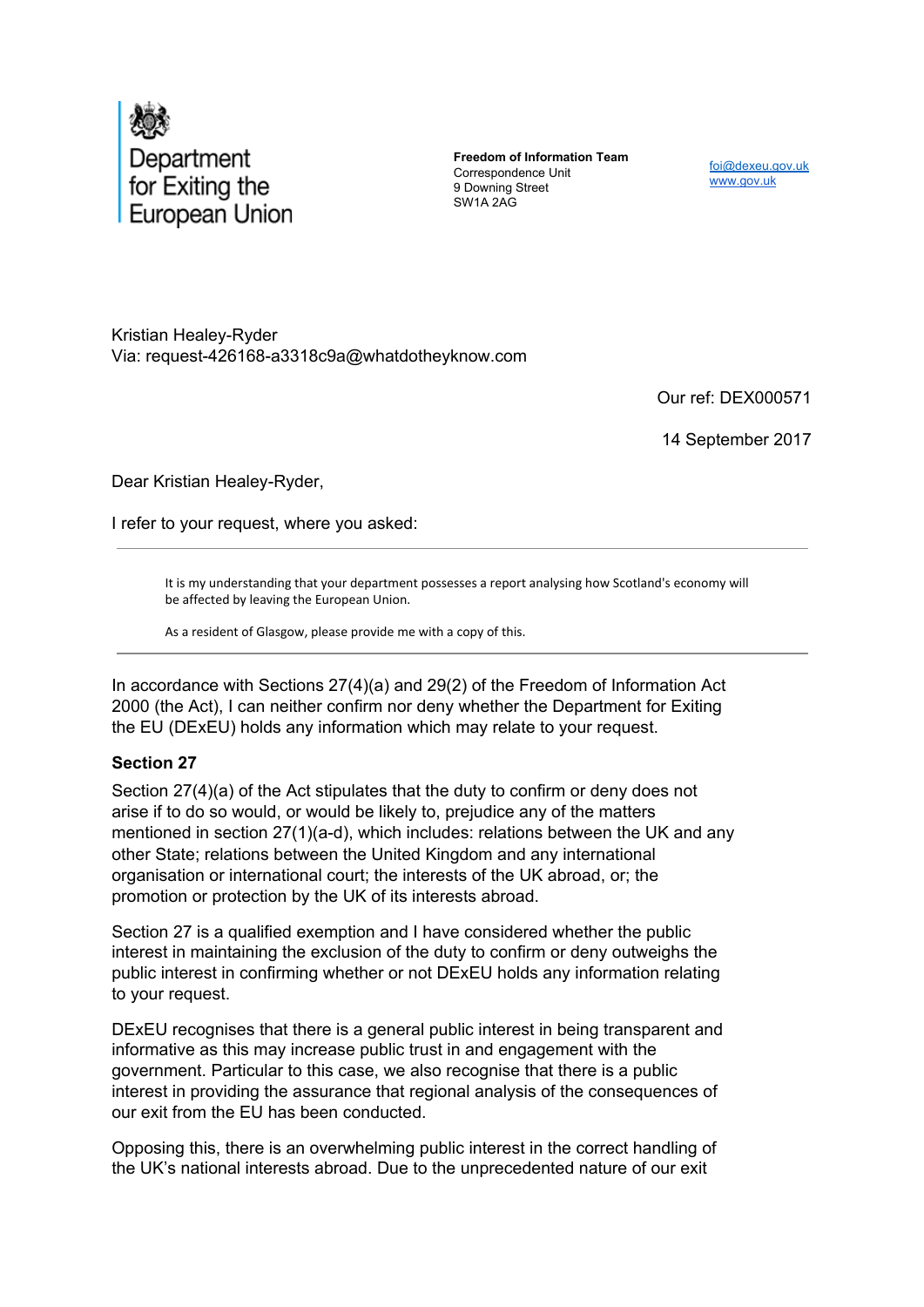Department for Exiting the European Union

**Freedom of Information Team**
Correspondence Unit
9 Downing Street
SW1A 2AG

foi@dexeu.gov.uk
www.gov.uk

Kristian Healey-Ryder
Via: request-426168-a3318c9a@whatdotheyknow.com

Our ref: DEX000571

14 September 2017

Dear Kristian Healey-Ryder,

I refer to your request, where you asked:

---

> It is my understanding that your department possesses a report analysing how Scotland's economy will be affected by leaving the European Union.
>
> As a resident of Glasgow, please provide me with a copy of this.

---

In accordance with Sections 27(4)(a) and 29(2) of the Freedom of Information Act 2000 (the Act), I can neither confirm nor deny whether the Department for Exiting the EU (DExEU) holds any information which may relate to your request.

**Section 27**

Section 27(4)(a) of the Act stipulates that the duty to confirm or deny does not arise if to do so would, or would be likely to, prejudice any of the matters mentioned in section 27(1)(a-d), which includes: relations between the UK and any other State; relations between the United Kingdom and any international organisation or international court; the interests of the UK abroad, or; the promotion or protection by the UK of its interests abroad.

Section 27 is a qualified exemption and I have considered whether the public interest in maintaining the exclusion of the duty to confirm or deny outweighs the public interest in confirming whether or not DExEU holds any information relating to your request.

DExEU recognises that there is a general public interest in being transparent and informative as this may increase public trust in and engagement with the government. Particular to this case, we also recognise that there is a public interest in providing the assurance that regional analysis of the consequences of our exit from the EU has been conducted.

Opposing this, there is an overwhelming public interest in the correct handling of the UK's national interests abroad. Due to the unprecedented nature of our exit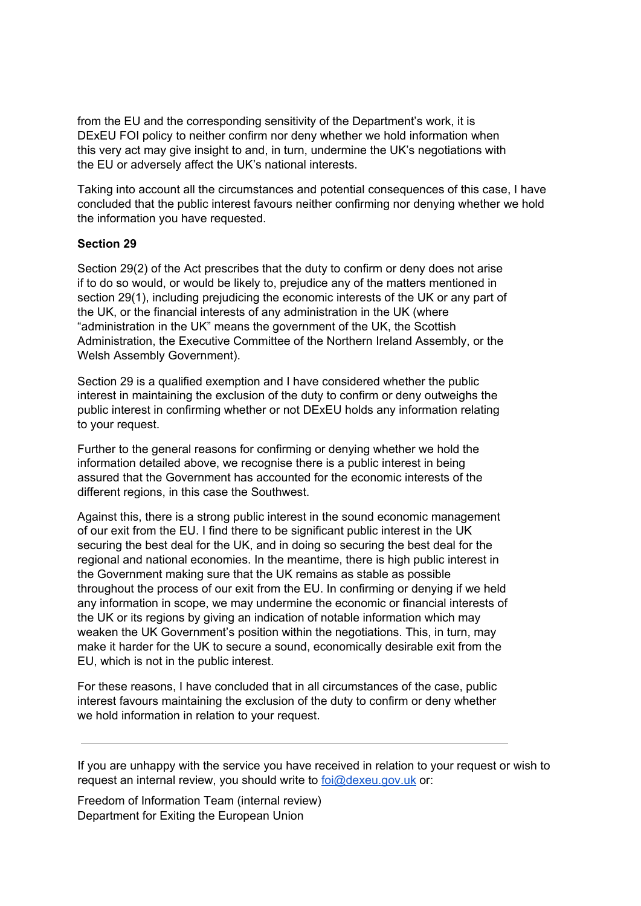from the EU and the corresponding sensitivity of the Department's work, it is DExEU FOI policy to neither confirm nor deny whether we hold information when this very act may give insight to and, in turn, undermine the UK's negotiations with the EU or adversely affect the UK's national interests.

Taking into account all the circumstances and potential consequences of this case, I have concluded that the public interest favours neither confirming nor denying whether we hold the information you have requested.

**Section 29**

Section 29(2) of the Act prescribes that the duty to confirm or deny does not arise if to do so would, or would be likely to, prejudice any of the matters mentioned in section 29(1), including prejudicing the economic interests of the UK or any part of the UK, or the financial interests of any administration in the UK (where "administration in the UK" means the government of the UK, the Scottish Administration, the Executive Committee of the Northern Ireland Assembly, or the Welsh Assembly Government).

Section 29 is a qualified exemption and I have considered whether the public interest in maintaining the exclusion of the duty to confirm or deny outweighs the public interest in confirming whether or not DExEU holds any information relating to your request.

Further to the general reasons for confirming or denying whether we hold the information detailed above, we recognise there is a public interest in being assured that the Government has accounted for the economic interests of the different regions, in this case the Southwest.

Against this, there is a strong public interest in the sound economic management of our exit from the EU. I find there to be significant public interest in the UK securing the best deal for the UK, and in doing so securing the best deal for the regional and national economies. In the meantime, there is high public interest in the Government making sure that the UK remains as stable as possible throughout the process of our exit from the EU. In confirming or denying if we held any information in scope, we may undermine the economic or financial interests of the UK or its regions by giving an indication of notable information which may weaken the UK Government's position within the negotiations. This, in turn, may make it harder for the UK to secure a sound, economically desirable exit from the EU, which is not in the public interest.

For these reasons, I have concluded that in all circumstances of the case, public interest favours maintaining the exclusion of the duty to confirm or deny whether we hold information in relation to your request.

---

If you are unhappy with the service you have received in relation to your request or wish to request an internal review, you should write to [foi@dexeu.gov.uk](mailto:foi@dexeu.gov.uk) or:

Freedom of Information Team (internal review)
Department for Exiting the European Union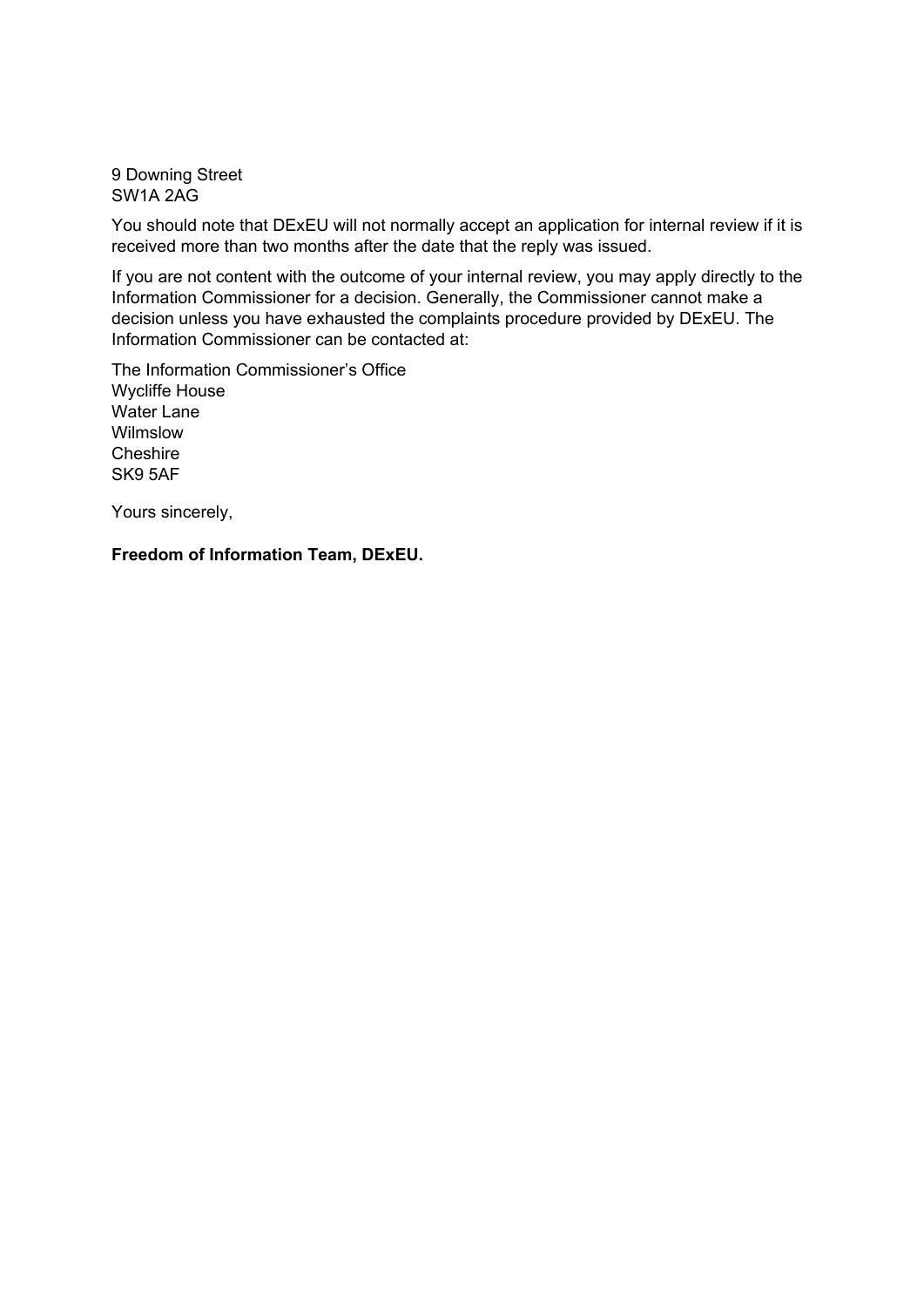9 Downing Street
SW1A 2AG

You should note that DExEU will not normally accept an application for internal review if it is received more than two months after the date that the reply was issued.

If you are not content with the outcome of your internal review, you may apply directly to the Information Commissioner for a decision. Generally, the Commissioner cannot make a decision unless you have exhausted the complaints procedure provided by DExEU. The Information Commissioner can be contacted at:

The Information Commissioner's Office
Wycliffe House
Water Lane
Wilmslow
Cheshire
SK9 5AF

Yours sincerely,

**Freedom of Information Team, DExEU.**